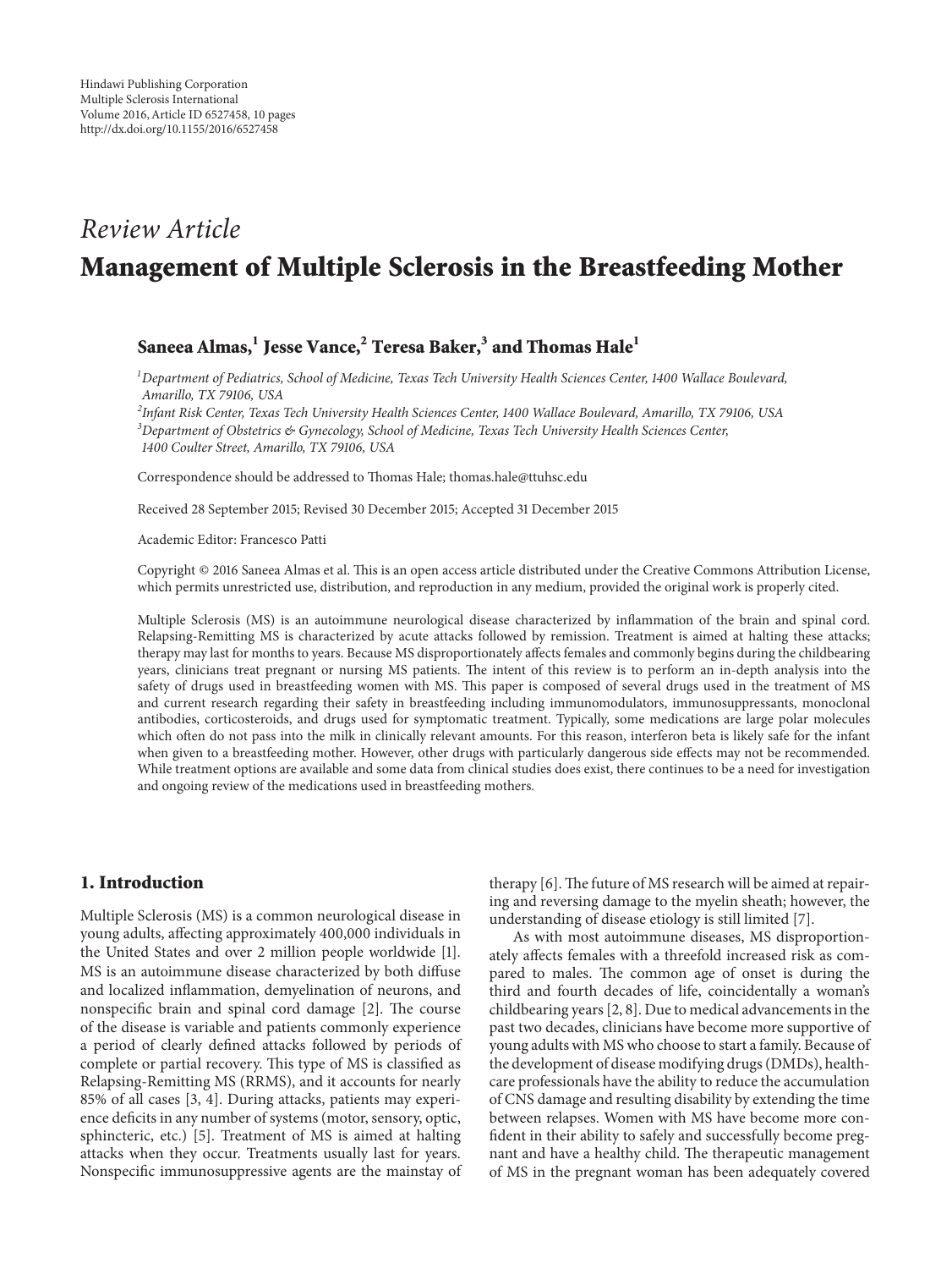Hindawi Publishing Corporation
Multiple Sclerosis International
Volume 2016, Article ID 6527458, 10 pages
http://dx.doi.org/10.1155/2016/6527458

*Review Article*

# Management of Multiple Sclerosis in the Breastfeeding Mother

**Saneea Almas,[1] Jesse Vance,[2] Teresa Baker,[3] and Thomas Hale[1]**

[1] *Department of Pediatrics, School of Medicine, Texas Tech University Health Sciences Center, 1400 Wallace Boulevard, Amarillo, TX 79106, USA*
[2] *Infant Risk Center, Texas Tech University Health Sciences Center, 1400 Wallace Boulevard, Amarillo, TX 79106, USA*
[3] *Department of Obstetrics & Gynecology, School of Medicine, Texas Tech University Health Sciences Center, 1400 Coulter Street, Amarillo, TX 79106, USA*

Correspondence should be addressed to Thomas Hale; thomas.hale@ttuhsc.edu

Received 28 September 2015; Revised 30 December 2015; Accepted 31 December 2015

Academic Editor: Francesco Patti

Copyright © 2016 Saneea Almas et al. This is an open access article distributed under the Creative Commons Attribution License, which permits unrestricted use, distribution, and reproduction in any medium, provided the original work is properly cited.

Multiple Sclerosis (MS) is an autoimmune neurological disease characterized by inflammation of the brain and spinal cord. Relapsing-Remitting MS is characterized by acute attacks followed by remission. Treatment is aimed at halting these attacks; therapy may last for months to years. Because MS disproportionately affects females and commonly begins during the childbearing years, clinicians treat pregnant or nursing MS patients. The intent of this review is to perform an in-depth analysis into the safety of drugs used in breastfeeding women with MS. This paper is composed of several drugs used in the treatment of MS and current research regarding their safety in breastfeeding including immunomodulators, immunosuppressants, monoclonal antibodies, corticosteroids, and drugs used for symptomatic treatment. Typically, some medications are large polar molecules which often do not pass into the milk in clinically relevant amounts. For this reason, interferon beta is likely safe for the infant when given to a breastfeeding mother. However, other drugs with particularly dangerous side effects may not be recommended. While treatment options are available and some data from clinical studies does exist, there continues to be a need for investigation and ongoing review of the medications used in breastfeeding mothers.

## 1. Introduction

Multiple Sclerosis (MS) is a common neurological disease in young adults, affecting approximately 400,000 individuals in the United States and over 2 million people worldwide [1]. MS is an autoimmune disease characterized by both diffuse and localized inflammation, demyelination of neurons, and nonspecific brain and spinal cord damage [2]. The course of the disease is variable and patients commonly experience a period of clearly defined attacks followed by periods of complete or partial recovery. This type of MS is classified as Relapsing-Remitting MS (RRMS), and it accounts for nearly 85% of all cases [3, 4]. During attacks, patients may experience deficits in any number of systems (motor, sensory, optic, sphincteric, etc.) [5]. Treatment of MS is aimed at halting attacks when they occur. Treatments usually last for years. Nonspecific immunosuppressive agents are the mainstay of therapy [6]. The future of MS research will be aimed at repairing and reversing damage to the myelin sheath; however, the understanding of disease etiology is still limited [7].

As with most autoimmune diseases, MS disproportionately affects females with a threefold increased risk as compared to males. The common age of onset is during the third and fourth decades of life, coincidentally a woman's childbearing years [2, 8]. Due to medical advancements in the past two decades, clinicians have become more supportive of young adults with MS who choose to start a family. Because of the development of disease modifying drugs (DMDs), healthcare professionals have the ability to reduce the accumulation of CNS damage and resulting disability by extending the time between relapses. Women with MS have become more confident in their ability to safely and successfully become pregnant and have a healthy child. The therapeutic management of MS in the pregnant woman has been adequately covered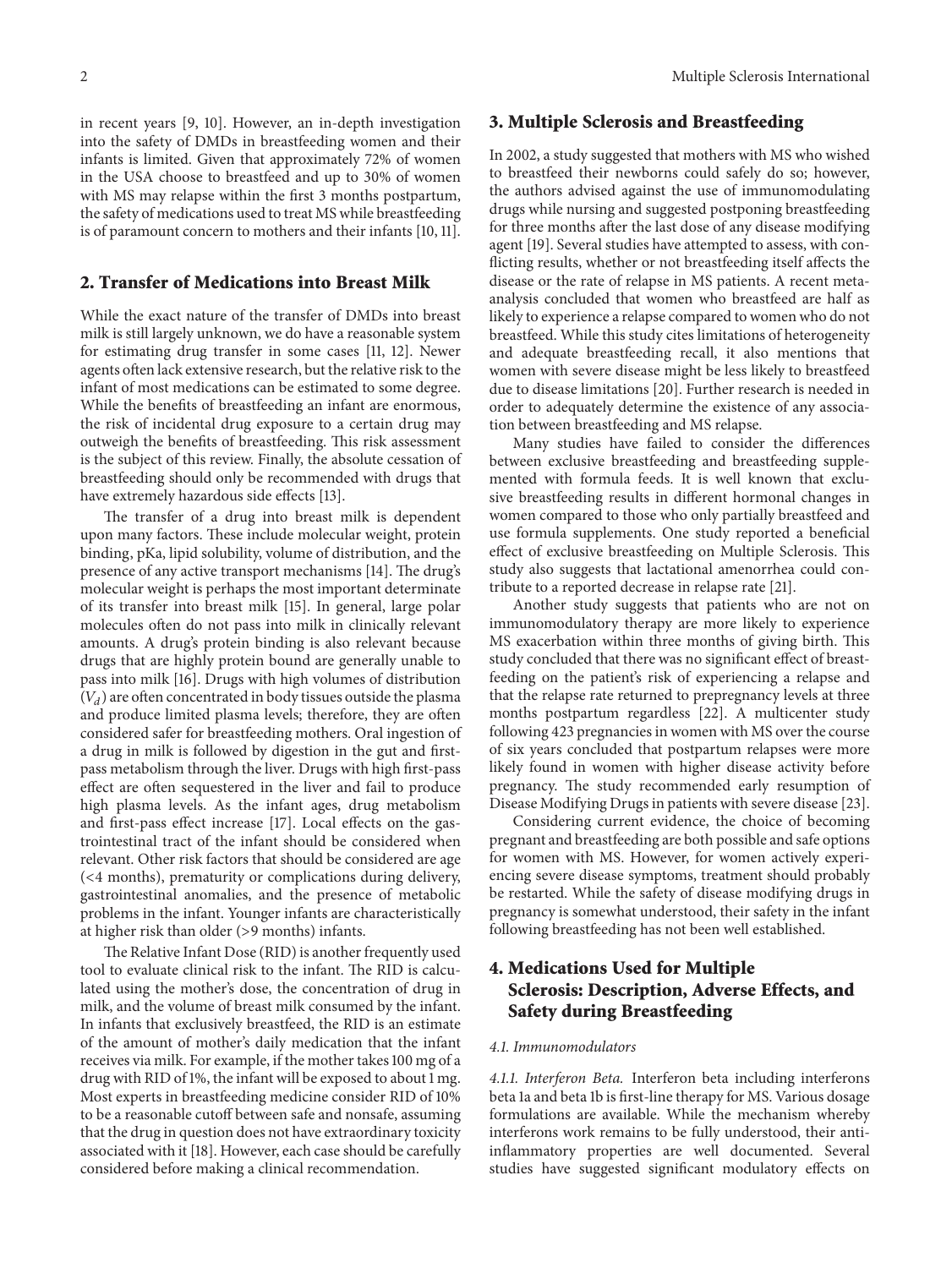in recent years [9, 10]. However, an in-depth investigation into the safety of DMDs in breastfeeding women and their infants is limited. Given that approximately 72% of women in the USA choose to breastfeed and up to 30% of women with MS may relapse within the first 3 months postpartum, the safety of medications used to treat MS while breastfeeding is of paramount concern to mothers and their infants [10, 11].

## 2. Transfer of Medications into Breast Milk

While the exact nature of the transfer of DMDs into breast milk is still largely unknown, we do have a reasonable system for estimating drug transfer in some cases [11, 12]. Newer agents often lack extensive research, but the relative risk to the infant of most medications can be estimated to some degree. While the benefits of breastfeeding an infant are enormous, the risk of incidental drug exposure to a certain drug may outweigh the benefits of breastfeeding. This risk assessment is the subject of this review. Finally, the absolute cessation of breastfeeding should only be recommended with drugs that have extremely hazardous side effects [13].

The transfer of a drug into breast milk is dependent upon many factors. These include molecular weight, protein binding, pKa, lipid solubility, volume of distribution, and the presence of any active transport mechanisms [14]. The drug's molecular weight is perhaps the most important determinate of its transfer into breast milk [15]. In general, large polar molecules often do not pass into milk in clinically relevant amounts. A drug's protein binding is also relevant because drugs that are highly protein bound are generally unable to pass into milk [16]. Drugs with high volumes of distribution ($V_d$) are often concentrated in body tissues outside the plasma and produce limited plasma levels; therefore, they are often considered safer for breastfeeding mothers. Oral ingestion of a drug in milk is followed by digestion in the gut and first-pass metabolism through the liver. Drugs with high first-pass effect are often sequestered in the liver and fail to produce high plasma levels. As the infant ages, drug metabolism and first-pass effect increase [17]. Local effects on the gastrointestinal tract of the infant should be considered when relevant. Other risk factors that should be considered are age (<4 months), prematurity or complications during delivery, gastrointestinal anomalies, and the presence of metabolic problems in the infant. Younger infants are characteristically at higher risk than older (>9 months) infants.

The Relative Infant Dose (RID) is another frequently used tool to evaluate clinical risk to the infant. The RID is calculated using the mother's dose, the concentration of drug in milk, and the volume of breast milk consumed by the infant. In infants that exclusively breastfeed, the RID is an estimate of the amount of mother's daily medication that the infant receives via milk. For example, if the mother takes 100 mg of a drug with RID of 1%, the infant will be exposed to about 1 mg. Most experts in breastfeeding medicine consider RID of 10% to be a reasonable cutoff between safe and nonsafe, assuming that the drug in question does not have extraordinary toxicity associated with it [18]. However, each case should be carefully considered before making a clinical recommendation.

## 3. Multiple Sclerosis and Breastfeeding

In 2002, a study suggested that mothers with MS who wished to breastfeed their newborns could safely do so; however, the authors advised against the use of immunomodulating drugs while nursing and suggested postponing breastfeeding for three months after the last dose of any disease modifying agent [19]. Several studies have attempted to assess, with conflicting results, whether or not breastfeeding itself affects the disease or the rate of relapse in MS patients. A recent meta-analysis concluded that women who breastfeed are half as likely to experience a relapse compared to women who do not breastfeed. While this study cites limitations of heterogeneity and adequate breastfeeding recall, it also mentions that women with severe disease might be less likely to breastfeed due to disease limitations [20]. Further research is needed in order to adequately determine the existence of any association between breastfeeding and MS relapse.

Many studies have failed to consider the differences between exclusive breastfeeding and breastfeeding supplemented with formula feeds. It is well known that exclusive breastfeeding results in different hormonal changes in women compared to those who only partially breastfeed and use formula supplements. One study reported a beneficial effect of exclusive breastfeeding on Multiple Sclerosis. This study also suggests that lactational amenorrhea could contribute to a reported decrease in relapse rate [21].

Another study suggests that patients who are not on immunomodulatory therapy are more likely to experience MS exacerbation within three months of giving birth. This study concluded that there was no significant effect of breastfeeding on the patient's risk of experiencing a relapse and that the relapse rate returned to prepregnancy levels at three months postpartum regardless [22]. A multicenter study following 423 pregnancies in women with MS over the course of six years concluded that postpartum relapses were more likely found in women with higher disease activity before pregnancy. The study recommended early resumption of Disease Modifying Drugs in patients with severe disease [23].

Considering current evidence, the choice of becoming pregnant and breastfeeding are both possible and safe options for women with MS. However, for women actively experiencing severe disease symptoms, treatment should probably be restarted. While the safety of disease modifying drugs in pregnancy is somewhat understood, their safety in the infant following breastfeeding has not been well established.

## 4. Medications Used for Multiple Sclerosis: Description, Adverse Effects, and Safety during Breastfeeding

### *4.1. Immunomodulators*

*4.1.1. Interferon Beta.* Interferon beta including interferons beta 1a and beta 1b is first-line therapy for MS. Various dosage formulations are available. While the mechanism whereby interferons work remains to be fully understood, their anti-inflammatory properties are well documented. Several studies have suggested significant modulatory effects on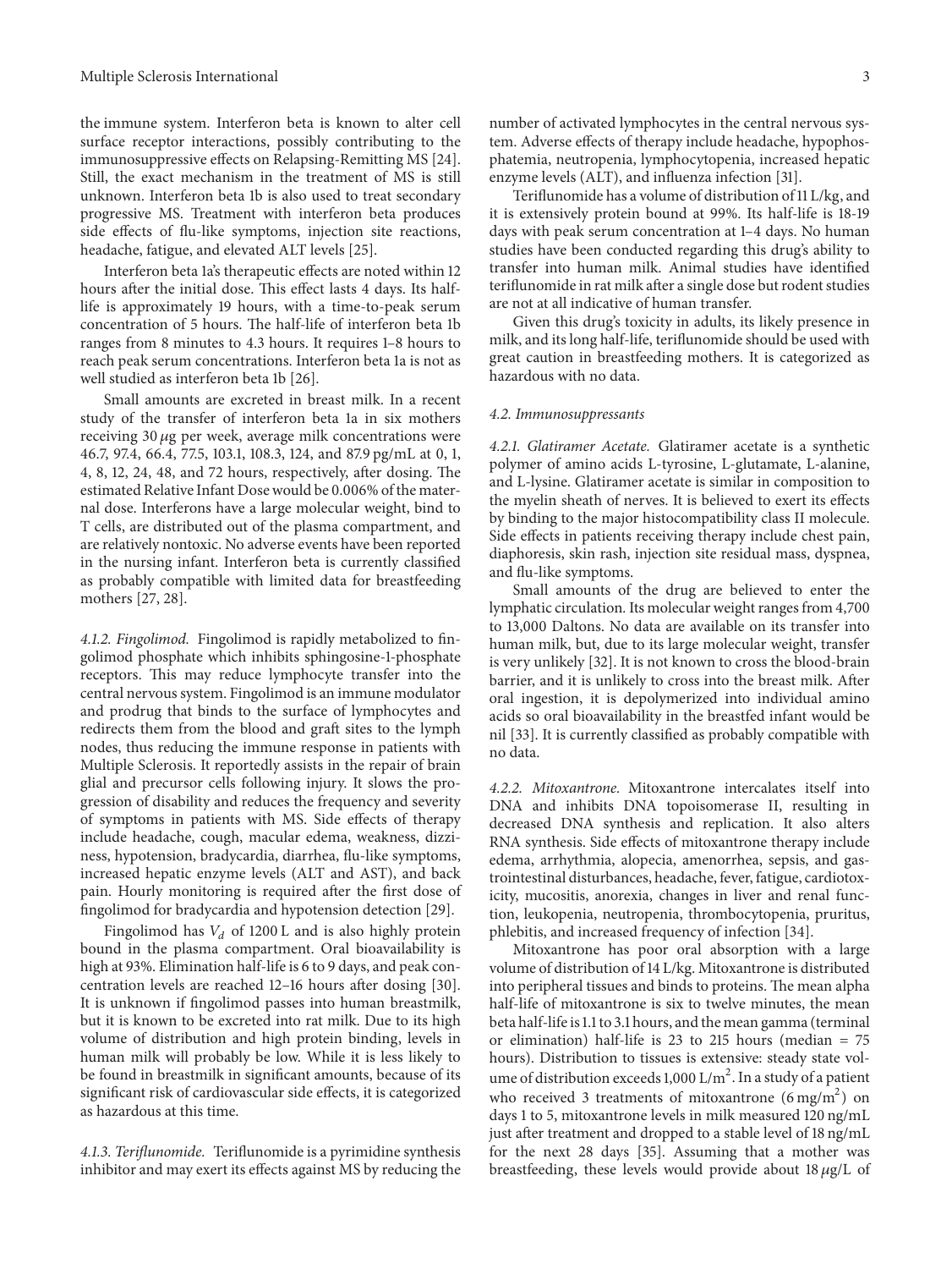the immune system. Interferon beta is known to alter cell surface receptor interactions, possibly contributing to the immunosuppressive effects on Relapsing-Remitting MS [24]. Still, the exact mechanism in the treatment of MS is still unknown. Interferon beta 1b is also used to treat secondary progressive MS. Treatment with interferon beta produces side effects of flu-like symptoms, injection site reactions, headache, fatigue, and elevated ALT levels [25].

Interferon beta 1a's therapeutic effects are noted within 12 hours after the initial dose. This effect lasts 4 days. Its half-life is approximately 19 hours, with a time-to-peak serum concentration of 5 hours. The half-life of interferon beta 1b ranges from 8 minutes to 4.3 hours. It requires 1–8 hours to reach peak serum concentrations. Interferon beta 1a is not as well studied as interferon beta 1b [26].

Small amounts are excreted in breast milk. In a recent study of the transfer of interferon beta 1a in six mothers receiving 30 $\mu$g per week, average milk concentrations were 46.7, 97.4, 66.4, 77.5, 103.1, 108.3, 124, and 87.9 pg/mL at 0, 1, 4, 8, 12, 24, 48, and 72 hours, respectively, after dosing. The estimated Relative Infant Dose would be 0.006% of the maternal dose. Interferons have a large molecular weight, bind to T cells, are distributed out of the plasma compartment, and are relatively nontoxic. No adverse events have been reported in the nursing infant. Interferon beta is currently classified as probably compatible with limited data for breastfeeding mothers [27, 28].

*4.1.2. Fingolimod.* Fingolimod is rapidly metabolized to fingolimod phosphate which inhibits sphingosine-1-phosphate receptors. This may reduce lymphocyte transfer into the central nervous system. Fingolimod is an immune modulator and prodrug that binds to the surface of lymphocytes and redirects them from the blood and graft sites to the lymph nodes, thus reducing the immune response in patients with Multiple Sclerosis. It reportedly assists in the repair of brain glial and precursor cells following injury. It slows the progression of disability and reduces the frequency and severity of symptoms in patients with MS. Side effects of therapy include headache, cough, macular edema, weakness, dizziness, hypotension, bradycardia, diarrhea, flu-like symptoms, increased hepatic enzyme levels (ALT and AST), and back pain. Hourly monitoring is required after the first dose of fingolimod for bradycardia and hypotension detection [29].

Fingolimod has $V_d$ of 1200 L and is also highly protein bound in the plasma compartment. Oral bioavailability is high at 93%. Elimination half-life is 6 to 9 days, and peak concentration levels are reached 12–16 hours after dosing [30]. It is unknown if fingolimod passes into human breastmilk, but it is known to be excreted into rat milk. Due to its high volume of distribution and high protein binding, levels in human milk will probably be low. While it is less likely to be found in breastmilk in significant amounts, because of its significant risk of cardiovascular side effects, it is categorized as hazardous at this time.

*4.1.3. Teriflunomide.* Teriflunomide is a pyrimidine synthesis inhibitor and may exert its effects against MS by reducing the number of activated lymphocytes in the central nervous system. Adverse effects of therapy include headache, hypophosphatemia, neutropenia, lymphocytopenia, increased hepatic enzyme levels (ALT), and influenza infection [31].

Teriflunomide has a volume of distribution of 11 L/kg, and it is extensively protein bound at 99%. Its half-life is 18-19 days with peak serum concentration at 1–4 days. No human studies have been conducted regarding this drug's ability to transfer into human milk. Animal studies have identified teriflunomide in rat milk after a single dose but rodent studies are not at all indicative of human transfer.

Given this drug's toxicity in adults, its likely presence in milk, and its long half-life, teriflunomide should be used with great caution in breastfeeding mothers. It is categorized as hazardous with no data.

### 4.2. Immunosuppressants

*4.2.1. Glatiramer Acetate.* Glatiramer acetate is a synthetic polymer of amino acids L-tyrosine, L-glutamate, L-alanine, and L-lysine. Glatiramer acetate is similar in composition to the myelin sheath of nerves. It is believed to exert its effects by binding to the major histocompatibility class II molecule. Side effects in patients receiving therapy include chest pain, diaphoresis, skin rash, injection site residual mass, dyspnea, and flu-like symptoms.

Small amounts of the drug are believed to enter the lymphatic circulation. Its molecular weight ranges from 4,700 to 13,000 Daltons. No data are available on its transfer into human milk, but, due to its large molecular weight, transfer is very unlikely [32]. It is not known to cross the blood-brain barrier, and it is unlikely to cross into the breast milk. After oral ingestion, it is depolymerized into individual amino acids so oral bioavailability in the breastfed infant would be nil [33]. It is currently classified as probably compatible with no data.

*4.2.2. Mitoxantrone.* Mitoxantrone intercalates itself into DNA and inhibits DNA topoisomerase II, resulting in decreased DNA synthesis and replication. It also alters RNA synthesis. Side effects of mitoxantrone therapy include edema, arrhythmia, alopecia, amenorrhea, sepsis, and gastrointestinal disturbances, headache, fever, fatigue, cardiotoxicity, mucositis, anorexia, changes in liver and renal function, leukopenia, neutropenia, thrombocytopenia, pruritus, phlebitis, and increased frequency of infection [34].

Mitoxantrone has poor oral absorption with a large volume of distribution of 14 L/kg. Mitoxantrone is distributed into peripheral tissues and binds to proteins. The mean alpha half-life of mitoxantrone is six to twelve minutes, the mean beta half-life is 1.1 to 3.1 hours, and the mean gamma (terminal or elimination) half-life is 23 to 215 hours (median = 75 hours). Distribution to tissues is extensive: steady state volume of distribution exceeds 1,000 L/m$^2$. In a study of a patient who received 3 treatments of mitoxantrone (6 mg/m$^2$) on days 1 to 5, mitoxantrone levels in milk measured 120 ng/mL just after treatment and dropped to a stable level of 18 ng/mL for the next 28 days [35]. Assuming that a mother was breastfeeding, these levels would provide about 18 $\mu$g/L of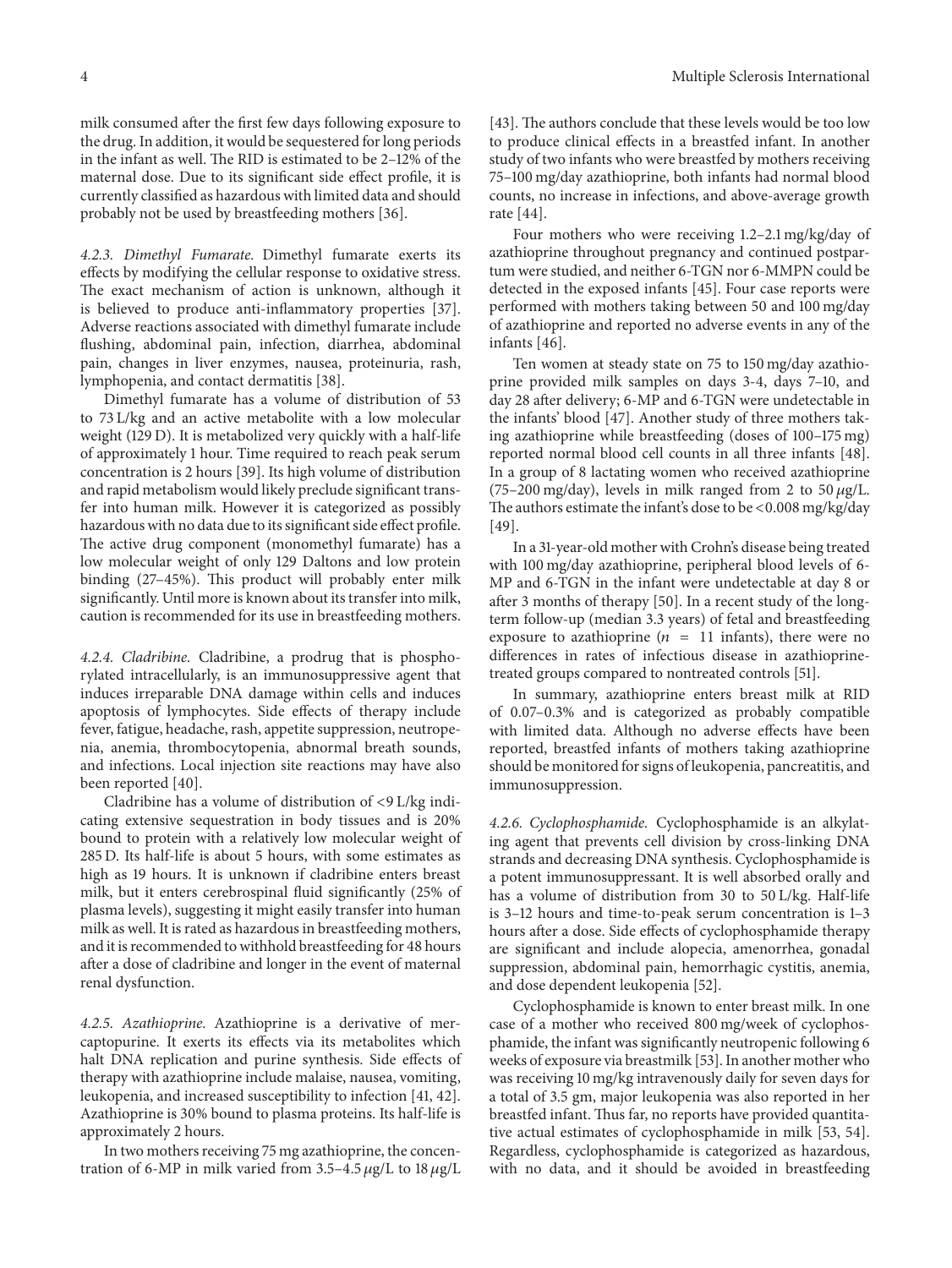milk consumed after the first few days following exposure to the drug. In addition, it would be sequestered for long periods in the infant as well. The RID is estimated to be 2–12% of the maternal dose. Due to its significant side effect profile, it is currently classified as hazardous with limited data and should probably not be used by breastfeeding mothers [36].

#### 4.2.3. Dimethyl Fumarate

Dimethyl fumarate exerts its effects by modifying the cellular response to oxidative stress. The exact mechanism of action is unknown, although it is believed to produce anti-inflammatory properties [37]. Adverse reactions associated with dimethyl fumarate include flushing, abdominal pain, infection, diarrhea, abdominal pain, changes in liver enzymes, nausea, proteinuria, rash, lymphopenia, and contact dermatitis [38].

Dimethyl fumarate has a volume of distribution of 53 to 73 L/kg and an active metabolite with a low molecular weight (129 D). It is metabolized very quickly with a half-life of approximately 1 hour. Time required to reach peak serum concentration is 2 hours [39]. Its high volume of distribution and rapid metabolism would likely preclude significant transfer into human milk. However it is categorized as possibly hazardous with no data due to its significant side effect profile. The active drug component (monomethyl fumarate) has a low molecular weight of only 129 Daltons and low protein binding (27–45%). This product will probably enter milk significantly. Until more is known about its transfer into milk, caution is recommended for its use in breastfeeding mothers.

#### 4.2.4. Cladribine

Cladribine, a prodrug that is phosphorylated intracellularly, is an immunosuppressive agent that induces irreparable DNA damage within cells and induces apoptosis of lymphocytes. Side effects of therapy include fever, fatigue, headache, rash, appetite suppression, neutropenia, anemia, thrombocytopenia, abnormal breath sounds, and infections. Local injection site reactions may have also been reported [40].

Cladribine has a volume of distribution of <9 L/kg indicating extensive sequestration in body tissues and is 20% bound to protein with a relatively low molecular weight of 285 D. Its half-life is about 5 hours, with some estimates as high as 19 hours. It is unknown if cladribine enters breast milk, but it enters cerebrospinal fluid significantly (25% of plasma levels), suggesting it might easily transfer into human milk as well. It is rated as hazardous in breastfeeding mothers, and it is recommended to withhold breastfeeding for 48 hours after a dose of cladribine and longer in the event of maternal renal dysfunction.

#### 4.2.5. Azathioprine

Azathioprine is a derivative of mercaptopurine. It exerts its effects via its metabolites which halt DNA replication and purine synthesis. Side effects of therapy with azathioprine include malaise, nausea, vomiting, leukopenia, and increased susceptibility to infection [41, 42]. Azathioprine is 30% bound to plasma proteins. Its half-life is approximately 2 hours.

In two mothers receiving 75 mg azathioprine, the concentration of 6-MP in milk varied from 3.5–4.5 $\mu$g/L to 18 $\mu$g/L [43]. The authors conclude that these levels would be too low to produce clinical effects in a breastfed infant. In another study of two infants who were breastfed by mothers receiving 75–100 mg/day azathioprine, both infants had normal blood counts, no increase in infections, and above-average growth rate [44].

Four mothers who were receiving 1.2–2.1 mg/kg/day of azathioprine throughout pregnancy and continued postpartum were studied, and neither 6-TGN nor 6-MMPN could be detected in the exposed infants [45]. Four case reports were performed with mothers taking between 50 and 100 mg/day of azathioprine and reported no adverse events in any of the infants [46].

Ten women at steady state on 75 to 150 mg/day azathioprine provided milk samples on days 3-4, days 7–10, and day 28 after delivery; 6-MP and 6-TGN were undetectable in the infants' blood [47]. Another study of three mothers taking azathioprine while breastfeeding (doses of 100–175 mg) reported normal blood cell counts in all three infants [48]. In a group of 8 lactating women who received azathioprine (75–200 mg/day), levels in milk ranged from 2 to 50 $\mu$g/L. The authors estimate the infant's dose to be <0.008 mg/kg/day [49].

In a 31-year-old mother with Crohn's disease being treated with 100 mg/day azathioprine, peripheral blood levels of 6-MP and 6-TGN in the infant were undetectable at day 8 or after 3 months of therapy [50]. In a recent study of the long-term follow-up (median 3.3 years) of fetal and breastfeeding exposure to azathioprine ($n = 11$ infants), there were no differences in rates of infectious disease in azathioprine-treated groups compared to nontreated controls [51].

In summary, azathioprine enters breast milk at RID of 0.07–0.3% and is categorized as probably compatible with limited data. Although no adverse effects have been reported, breastfed infants of mothers taking azathioprine should be monitored for signs of leukopenia, pancreatitis, and immunosuppression.

#### 4.2.6. Cyclophosphamide

Cyclophosphamide is an alkylating agent that prevents cell division by cross-linking DNA strands and decreasing DNA synthesis. Cyclophosphamide is a potent immunosuppressant. It is well absorbed orally and has a volume of distribution from 30 to 50 L/kg. Half-life is 3–12 hours and time-to-peak serum concentration is 1–3 hours after a dose. Side effects of cyclophosphamide therapy are significant and include alopecia, amenorrhea, gonadal suppression, abdominal pain, hemorrhagic cystitis, anemia, and dose dependent leukopenia [52].

Cyclophosphamide is known to enter breast milk. In one case of a mother who received 800 mg/week of cyclophosphamide, the infant was significantly neutropenic following 6 weeks of exposure via breastmilk [53]. In another mother who was receiving 10 mg/kg intravenously daily for seven days for a total of 3.5 gm, major leukopenia was also reported in her breastfed infant. Thus far, no reports have provided quantitative actual estimates of cyclophosphamide in milk [53, 54]. Regardless, cyclophosphamide is categorized as hazardous, with no data, and it should be avoided in breastfeeding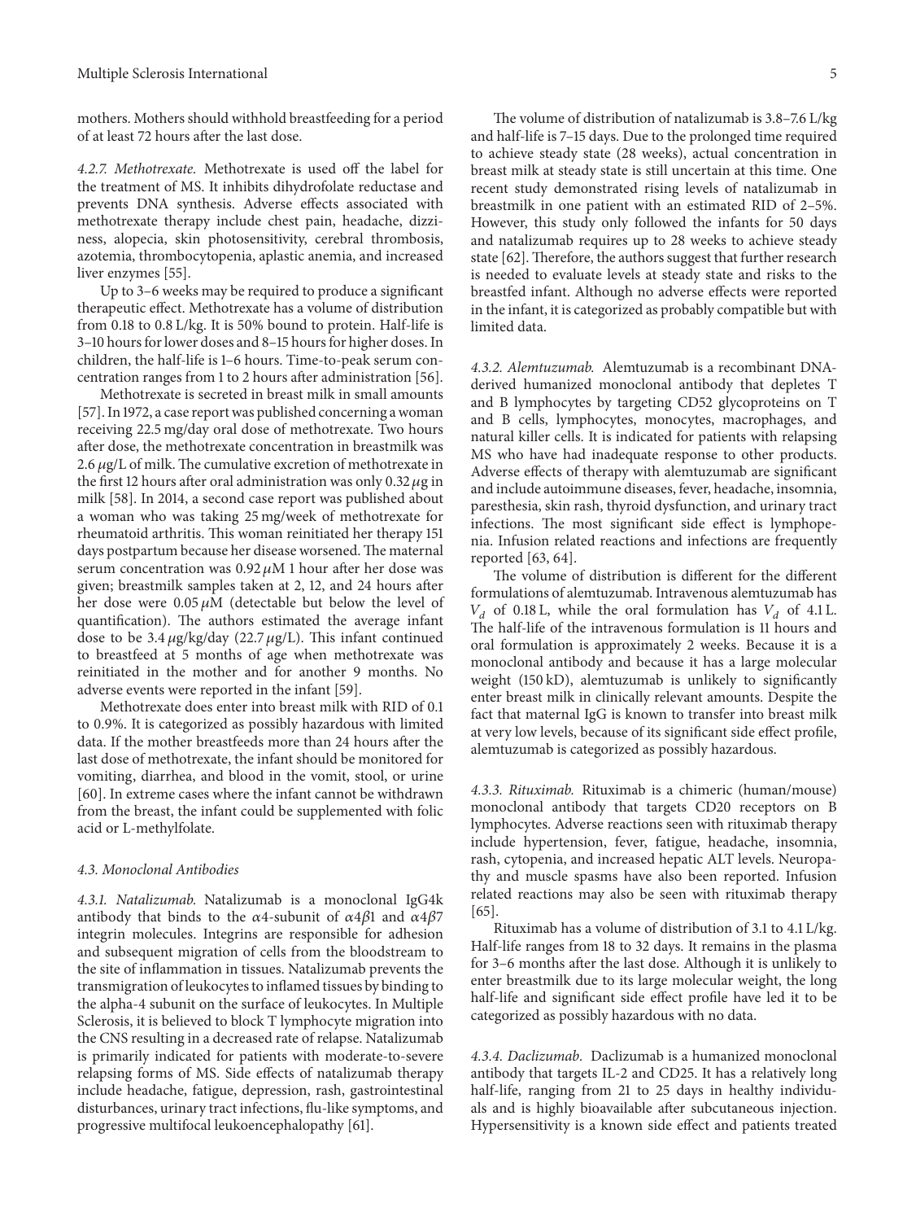mothers. Mothers should withhold breastfeeding for a period of at least 72 hours after the last dose.

*4.2.7. Methotrexate.* Methotrexate is used off the label for the treatment of MS. It inhibits dihydrofolate reductase and prevents DNA synthesis. Adverse effects associated with methotrexate therapy include chest pain, headache, dizziness, alopecia, skin photosensitivity, cerebral thrombosis, azotemia, thrombocytopenia, aplastic anemia, and increased liver enzymes [55].

Up to 3–6 weeks may be required to produce a significant therapeutic effect. Methotrexate has a volume of distribution from 0.18 to 0.8 L/kg. It is 50% bound to protein. Half-life is 3–10 hours for lower doses and 8–15 hours for higher doses. In children, the half-life is 1–6 hours. Time-to-peak serum concentration ranges from 1 to 2 hours after administration [56].

Methotrexate is secreted in breast milk in small amounts [57]. In 1972, a case report was published concerning a woman receiving 22.5 mg/day oral dose of methotrexate. Two hours after dose, the methotrexate concentration in breastmilk was 2.6 $\mu$g/L of milk. The cumulative excretion of methotrexate in the first 12 hours after oral administration was only 0.32 $\mu$g in milk [58]. In 2014, a second case report was published about a woman who was taking 25 mg/week of methotrexate for rheumatoid arthritis. This woman reinitiated her therapy 151 days postpartum because her disease worsened. The maternal serum concentration was 0.92 $\mu$M 1 hour after her dose was given; breastmilk samples taken at 2, 12, and 24 hours after her dose were 0.05 $\mu$M (detectable but below the level of quantification). The authors estimated the average infant dose to be 3.4 $\mu$g/kg/day (22.7 $\mu$g/L). This infant continued to breastfeed at 5 months of age when methotrexate was reinitiated in the mother and for another 9 months. No adverse events were reported in the infant [59].

Methotrexate does enter into breast milk with RID of 0.1 to 0.9%. It is categorized as possibly hazardous with limited data. If the mother breastfeeds more than 24 hours after the last dose of methotrexate, the infant should be monitored for vomiting, diarrhea, and blood in the vomit, stool, or urine [60]. In extreme cases where the infant cannot be withdrawn from the breast, the infant could be supplemented with folic acid or L-methylfolate.

### 4.3. Monoclonal Antibodies

*4.3.1. Natalizumab.* Natalizumab is a monoclonal IgG4k antibody that binds to the $\alpha$4-subunit of $\alpha 4\beta 1$ and $\alpha 4\beta 7$ integrin molecules. Integrins are responsible for adhesion and subsequent migration of cells from the bloodstream to the site of inflammation in tissues. Natalizumab prevents the transmigration of leukocytes to inflamed tissues by binding to the alpha-4 subunit on the surface of leukocytes. In Multiple Sclerosis, it is believed to block T lymphocyte migration into the CNS resulting in a decreased rate of relapse. Natalizumab is primarily indicated for patients with moderate-to-severe relapsing forms of MS. Side effects of natalizumab therapy include headache, fatigue, depression, rash, gastrointestinal disturbances, urinary tract infections, flu-like symptoms, and progressive multifocal leukoencephalopathy [61].

The volume of distribution of natalizumab is 3.8–7.6 L/kg and half-life is 7–15 days. Due to the prolonged time required to achieve steady state (28 weeks), actual concentration in breast milk at steady state is still uncertain at this time. One recent study demonstrated rising levels of natalizumab in breastmilk in one patient with an estimated RID of 2–5%. However, this study only followed the infants for 50 days and natalizumab requires up to 28 weeks to achieve steady state [62]. Therefore, the authors suggest that further research is needed to evaluate levels at steady state and risks to the breastfed infant. Although no adverse effects were reported in the infant, it is categorized as probably compatible but with limited data.

*4.3.2. Alemtuzumab.* Alemtuzumab is a recombinant DNA-derived humanized monoclonal antibody that depletes T and B lymphocytes by targeting CD52 glycoproteins on T and B cells, lymphocytes, monocytes, macrophages, and natural killer cells. It is indicated for patients with relapsing MS who have had inadequate response to other products. Adverse effects of therapy with alemtuzumab are significant and include autoimmune diseases, fever, headache, insomnia, paresthesia, skin rash, thyroid dysfunction, and urinary tract infections. The most significant side effect is lymphopenia. Infusion related reactions and infections are frequently reported [63, 64].

The volume of distribution is different for the different formulations of alemtuzumab. Intravenous alemtuzumab has $V_d$ of 0.18 L, while the oral formulation has $V_d$ of 4.1 L. The half-life of the intravenous formulation is 11 hours and oral formulation is approximately 2 weeks. Because it is a monoclonal antibody and because it has a large molecular weight (150 kD), alemtuzumab is unlikely to significantly enter breast milk in clinically relevant amounts. Despite the fact that maternal IgG is known to transfer into breast milk at very low levels, because of its significant side effect profile, alemtuzumab is categorized as possibly hazardous.

*4.3.3. Rituximab.* Rituximab is a chimeric (human/mouse) monoclonal antibody that targets CD20 receptors on B lymphocytes. Adverse reactions seen with rituximab therapy include hypertension, fever, fatigue, headache, insomnia, rash, cytopenia, and increased hepatic ALT levels. Neuropathy and muscle spasms have also been reported. Infusion related reactions may also be seen with rituximab therapy [65].

Rituximab has a volume of distribution of 3.1 to 4.1 L/kg. Half-life ranges from 18 to 32 days. It remains in the plasma for 3–6 months after the last dose. Although it is unlikely to enter breastmilk due to its large molecular weight, the long half-life and significant side effect profile have led it to be categorized as possibly hazardous with no data.

*4.3.4. Daclizumab.* Daclizumab is a humanized monoclonal antibody that targets IL-2 and CD25. It has a relatively long half-life, ranging from 21 to 25 days in healthy individuals and is highly bioavailable after subcutaneous injection. Hypersensitivity is a known side effect and patients treated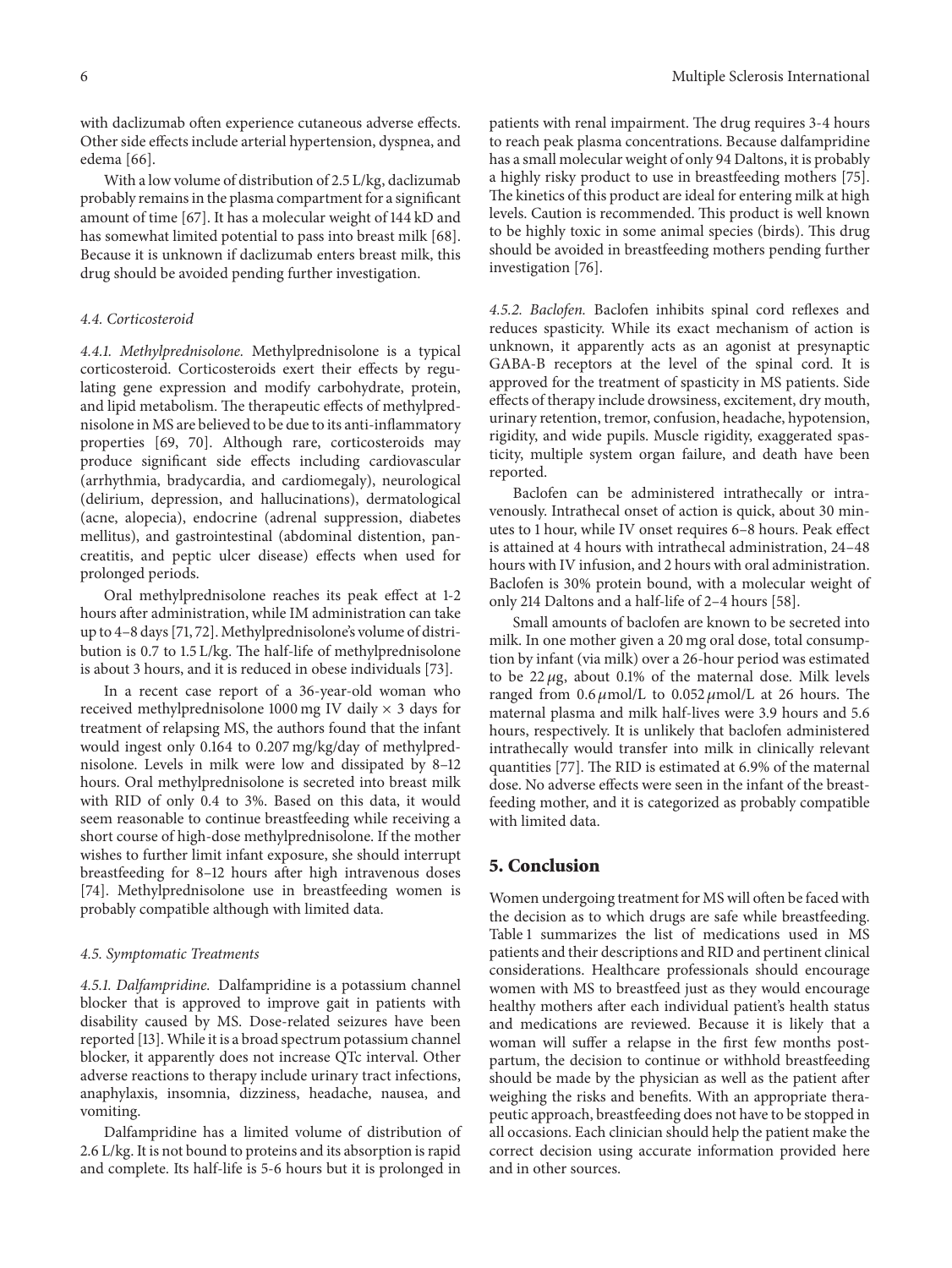with daclizumab often experience cutaneous adverse effects. Other side effects include arterial hypertension, dyspnea, and edema [66].

With a low volume of distribution of 2.5 L/kg, daclizumab probably remains in the plasma compartment for a significant amount of time [67]. It has a molecular weight of 144 kD and has somewhat limited potential to pass into breast milk [68]. Because it is unknown if daclizumab enters breast milk, this drug should be avoided pending further investigation.

### 4.4. Corticosteroid

*4.4.1. Methylprednisolone.* Methylprednisolone is a typical corticosteroid. Corticosteroids exert their effects by regulating gene expression and modify carbohydrate, protein, and lipid metabolism. The therapeutic effects of methylprednisolone in MS are believed to be due to its anti-inflammatory properties [69, 70]. Although rare, corticosteroids may produce significant side effects including cardiovascular (arrhythmia, bradycardia, and cardiomegaly), neurological (delirium, depression, and hallucinations), dermatological (acne, alopecia), endocrine (adrenal suppression, diabetes mellitus), and gastrointestinal (abdominal distention, pancreatitis, and peptic ulcer disease) effects when used for prolonged periods.

Oral methylprednisolone reaches its peak effect at 1-2 hours after administration, while IM administration can take up to 4–8 days [71, 72]. Methylprednisolone's volume of distribution is 0.7 to 1.5 L/kg. The half-life of methylprednisolone is about 3 hours, and it is reduced in obese individuals [73].

In a recent case report of a 36-year-old woman who received methylprednisolone 1000 mg IV daily × 3 days for treatment of relapsing MS, the authors found that the infant would ingest only 0.164 to 0.207 mg/kg/day of methylprednisolone. Levels in milk were low and dissipated by 8–12 hours. Oral methylprednisolone is secreted into breast milk with RID of only 0.4 to 3%. Based on this data, it would seem reasonable to continue breastfeeding while receiving a short course of high-dose methylprednisolone. If the mother wishes to further limit infant exposure, she should interrupt breastfeeding for 8–12 hours after high intravenous doses [74]. Methylprednisolone use in breastfeeding women is probably compatible although with limited data.

### 4.5. Symptomatic Treatments

*4.5.1. Dalfampridine.* Dalfampridine is a potassium channel blocker that is approved to improve gait in patients with disability caused by MS. Dose-related seizures have been reported [13]. While it is a broad spectrum potassium channel blocker, it apparently does not increase QTc interval. Other adverse reactions to therapy include urinary tract infections, anaphylaxis, insomnia, dizziness, headache, nausea, and vomiting.

Dalfampridine has a limited volume of distribution of 2.6 L/kg. It is not bound to proteins and its absorption is rapid and complete. Its half-life is 5-6 hours but it is prolonged in patients with renal impairment. The drug requires 3-4 hours to reach peak plasma concentrations. Because dalfampridine has a small molecular weight of only 94 Daltons, it is probably a highly risky product to use in breastfeeding mothers [75]. The kinetics of this product are ideal for entering milk at high levels. Caution is recommended. This product is well known to be highly toxic in some animal species (birds). This drug should be avoided in breastfeeding mothers pending further investigation [76].

*4.5.2. Baclofen.* Baclofen inhibits spinal cord reflexes and reduces spasticity. While its exact mechanism of action is unknown, it apparently acts as an agonist at presynaptic GABA-B receptors at the level of the spinal cord. It is approved for the treatment of spasticity in MS patients. Side effects of therapy include drowsiness, excitement, dry mouth, urinary retention, tremor, confusion, headache, hypotension, rigidity, and wide pupils. Muscle rigidity, exaggerated spasticity, multiple system organ failure, and death have been reported.

Baclofen can be administered intrathecally or intravenously. Intrathecal onset of action is quick, about 30 minutes to 1 hour, while IV onset requires 6–8 hours. Peak effect is attained at 4 hours with intrathecal administration, 24–48 hours with IV infusion, and 2 hours with oral administration. Baclofen is 30% protein bound, with a molecular weight of only 214 Daltons and a half-life of 2–4 hours [58].

Small amounts of baclofen are known to be secreted into milk. In one mother given a 20 mg oral dose, total consumption by infant (via milk) over a 26-hour period was estimated to be 22 $\mu$g, about 0.1% of the maternal dose. Milk levels ranged from 0.6 $\mu$mol/L to 0.052 $\mu$mol/L at 26 hours. The maternal plasma and milk half-lives were 3.9 hours and 5.6 hours, respectively. It is unlikely that baclofen administered intrathecally would transfer into milk in clinically relevant quantities [77]. The RID is estimated at 6.9% of the maternal dose. No adverse effects were seen in the infant of the breastfeeding mother, and it is categorized as probably compatible with limited data.

## 5. Conclusion

Women undergoing treatment for MS will often be faced with the decision as to which drugs are safe while breastfeeding. Table 1 summarizes the list of medications used in MS patients and their descriptions and RID and pertinent clinical considerations. Healthcare professionals should encourage women with MS to breastfeed just as they would encourage healthy mothers after each individual patient's health status and medications are reviewed. Because it is likely that a woman will suffer a relapse in the first few months postpartum, the decision to continue or withhold breastfeeding should be made by the physician as well as the patient after weighing the risks and benefits. With an appropriate therapeutic approach, breastfeeding does not have to be stopped in all occasions. Each clinician should help the patient make the correct decision using accurate information provided here and in other sources.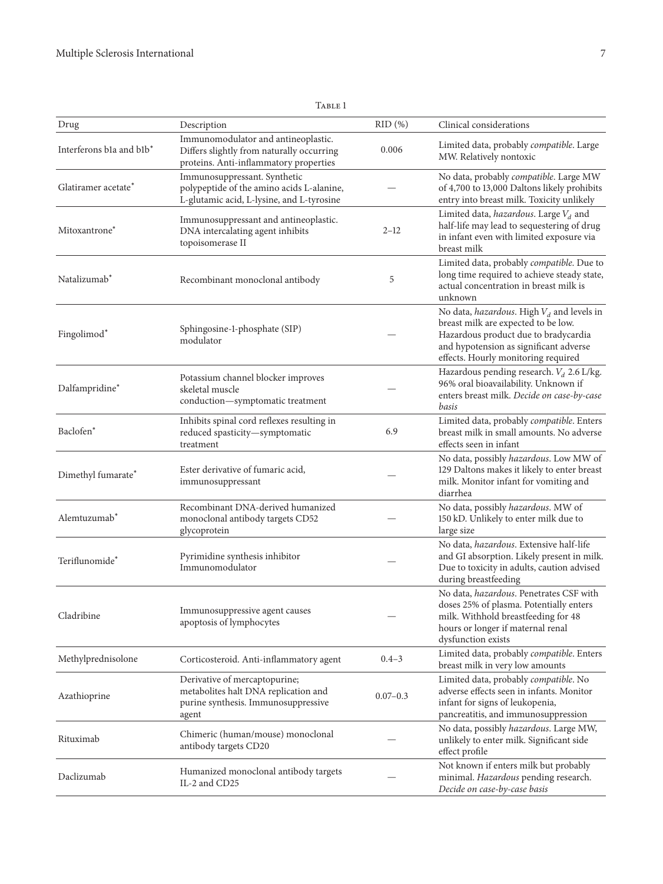Table 1

| Drug | Description | RID (%) | Clinical considerations |
|---|---|---|---|
| Interferons b1a and b1b* | Immunomodulator and antineoplastic. Differs slightly from naturally occurring proteins. Anti-inflammatory properties | 0.006 | Limited data, probably *compatible*. Large MW. Relatively nontoxic |
| Glatiramer acetate* | Immunosuppressant. Synthetic polypeptide of the amino acids L-alanine, L-glutamic acid, L-lysine, and L-tyrosine | — | No data, probably *compatible*. Large MW of 4,700 to 13,000 Daltons likely prohibits entry into breast milk. Toxicity unlikely |
| Mitoxantrone* | Immunosuppressant and antineoplastic. DNA intercalating agent inhibits topoisomerase II | 2–12 | Limited data, *hazardous*. Large $V_d$ and half-life may lead to sequestering of drug in infant even with limited exposure via breast milk |
| Natalizumab* | Recombinant monoclonal antibody | 5 | Limited data, probably *compatible*. Due to long time required to achieve steady state, actual concentration in breast milk is unknown |
| Fingolimod* | Sphingosine-1-phosphate (SIP) modulator | — | No data, *hazardous*. High $V_d$ and levels in breast milk are expected to be low. Hazardous product due to bradycardia and hypotension as significant adverse effects. Hourly monitoring required |
| Dalfampridine* | Potassium channel blocker improves skeletal muscle conduction—symptomatic treatment | — | Hazardous pending research. $V_d$ 2.6 L/kg. 96% oral bioavailability. Unknown if enters breast milk. *Decide on case-by-case basis* |
| Baclofen* | Inhibits spinal cord reflexes resulting in reduced spasticity—symptomatic treatment | 6.9 | Limited data, probably *compatible*. Enters breast milk in small amounts. No adverse effects seen in infant |
| Dimethyl fumarate* | Ester derivative of fumaric acid, immunosuppressant | — | No data, possibly *hazardous*. Low MW of 129 Daltons makes it likely to enter breast milk. Monitor infant for vomiting and diarrhea |
| Alemtuzumab* | Recombinant DNA-derived humanized monoclonal antibody targets CD52 glycoprotein | — | No data, possibly *hazardous*. MW of 150 kD. Unlikely to enter milk due to large size |
| Teriflunomide* | Pyrimidine synthesis inhibitor Immunomodulator | — | No data, *hazardous*. Extensive half-life and GI absorption. Likely present in milk. Due to toxicity in adults, caution advised during breastfeeding |
| Cladribine | Immunosuppressive agent causes apoptosis of lymphocytes | — | No data, *hazardous*. Penetrates CSF with doses 25% of plasma. Potentially enters milk. Withhold breastfeeding for 48 hours or longer if maternal renal dysfunction exists |
| Methylprednisolone | Corticosteroid. Anti-inflammatory agent | 0.4–3 | Limited data, probably *compatible*. Enters breast milk in very low amounts |
| Azathioprine | Derivative of mercaptopurine; metabolites halt DNA replication and purine synthesis. Immunosuppressive agent | 0.07–0.3 | Limited data, probably *compatible*. No adverse effects seen in infants. Monitor infant for signs of leukopenia, pancreatitis, and immunosuppression |
| Rituximab | Chimeric (human/mouse) monoclonal antibody targets CD20 | — | No data, possibly *hazardous*. Large MW, unlikely to enter milk. Significant side effect profile |
| Daclizumab | Humanized monoclonal antibody targets IL-2 and CD25 | — | Not known if enters milk but probably minimal. *Hazardous* pending research. *Decide on case-by-case basis* |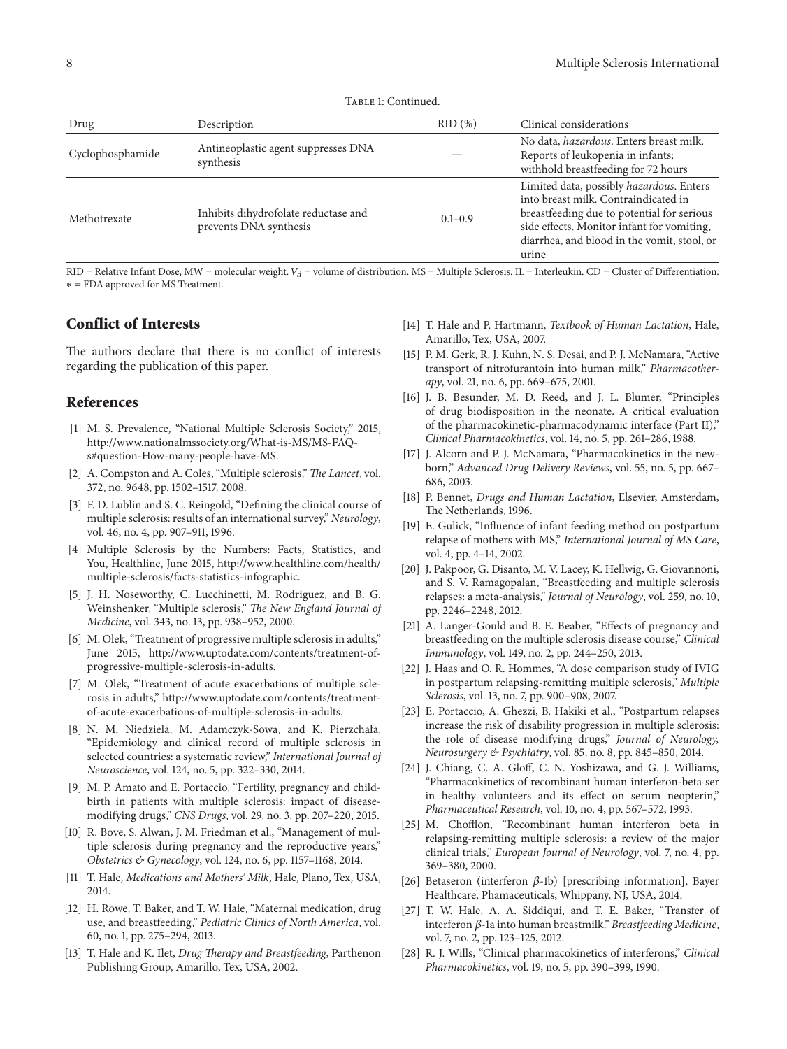Table 1: Continued.

| Drug | Description | RID (%) | Clinical considerations |
|---|---|---|---|
| Cyclophosphamide | Antineoplastic agent suppresses DNA synthesis | — | No data, *hazardous*. Enters breast milk. Reports of leukopenia in infants; withhold breastfeeding for 72 hours |
| Methotrexate | Inhibits dihydrofolate reductase and prevents DNA synthesis | 0.1–0.9 | Limited data, possibly *hazardous*. Enters into breast milk. Contraindicated in breastfeeding due to potential for serious side effects. Monitor infant for vomiting, diarrhea, and blood in the vomit, stool, or urine |

RID = Relative Infant Dose, MW = molecular weight. $V_d$ = volume of distribution. MS = Multiple Sclerosis. IL = Interleukin. CD = Cluster of Differentiation.
* = FDA approved for MS Treatment.

## Conflict of Interests

The authors declare that there is no conflict of interests regarding the publication of this paper.

## References

[1] M. S. Prevalence, "National Multiple Sclerosis Society," 2015, http://www.nationalmssociety.org/What-is-MS/MS-FAQ-s#question-How-many-people-have-MS.

[2] A. Compston and A. Coles, "Multiple sclerosis," *The Lancet*, vol. 372, no. 9648, pp. 1502–1517, 2008.

[3] F. D. Lublin and S. C. Reingold, "Defining the clinical course of multiple sclerosis: results of an international survey," *Neurology*, vol. 46, no. 4, pp. 907–911, 1996.

[4] Multiple Sclerosis by the Numbers: Facts, Statistics, and You, Healthline, June 2015, http://www.healthline.com/health/multiple-sclerosis/facts-statistics-infographic.

[5] J. H. Noseworthy, C. Lucchinetti, M. Rodriguez, and B. G. Weinshenker, "Multiple sclerosis," *The New England Journal of Medicine*, vol. 343, no. 13, pp. 938–952, 2000.

[6] M. Olek, "Treatment of progressive multiple sclerosis in adults," June 2015, http://www.uptodate.com/contents/treatment-of-progressive-multiple-sclerosis-in-adults.

[7] M. Olek, "Treatment of acute exacerbations of multiple sclerosis in adults," http://www.uptodate.com/contents/treatment-of-acute-exacerbations-of-multiple-sclerosis-in-adults.

[8] N. M. Niedziela, M. Adamczyk-Sowa, and K. Pierzchała, "Epidemiology and clinical record of multiple sclerosis in selected countries: a systematic review," *International Journal of Neuroscience*, vol. 124, no. 5, pp. 322–330, 2014.

[9] M. P. Amato and E. Portaccio, "Fertility, pregnancy and childbirth in patients with multiple sclerosis: impact of disease-modifying drugs," *CNS Drugs*, vol. 29, no. 3, pp. 207–220, 2015.

[10] R. Bove, S. Alwan, J. M. Friedman et al., "Management of multiple sclerosis during pregnancy and the reproductive years," *Obstetrics & Gynecology*, vol. 124, no. 6, pp. 1157–1168, 2014.

[11] T. Hale, *Medications and Mothers' Milk*, Hale, Plano, Tex, USA, 2014.

[12] H. Rowe, T. Baker, and T. W. Hale, "Maternal medication, drug use, and breastfeeding," *Pediatric Clinics of North America*, vol. 60, no. 1, pp. 275–294, 2013.

[13] T. Hale and K. Ilet, *Drug Therapy and Breastfeeding*, Parthenon Publishing Group, Amarillo, Tex, USA, 2002.

[14] T. Hale and P. Hartmann, *Textbook of Human Lactation*, Hale, Amarillo, Tex, USA, 2007.

[15] P. M. Gerk, R. J. Kuhn, N. S. Desai, and P. J. McNamara, "Active transport of nitrofurantoin into human milk," *Pharmacotherapy*, vol. 21, no. 6, pp. 669–675, 2001.

[16] J. B. Besunder, M. D. Reed, and J. L. Blumer, "Principles of drug biodisposition in the neonate. A critical evaluation of the pharmacokinetic-pharmacodynamic interface (Part II)," *Clinical Pharmacokinetics*, vol. 14, no. 5, pp. 261–286, 1988.

[17] J. Alcorn and P. J. McNamara, "Pharmacokinetics in the newborn," *Advanced Drug Delivery Reviews*, vol. 55, no. 5, pp. 667–686, 2003.

[18] P. Bennet, *Drugs and Human Lactation*, Elsevier, Amsterdam, The Netherlands, 1996.

[19] E. Gulick, "Influence of infant feeding method on postpartum relapse of mothers with MS," *International Journal of MS Care*, vol. 4, pp. 4–14, 2002.

[20] J. Pakpoor, G. Disanto, M. V. Lacey, K. Hellwig, G. Giovannoni, and S. V. Ramagopalan, "Breastfeeding and multiple sclerosis relapses: a meta-analysis," *Journal of Neurology*, vol. 259, no. 10, pp. 2246–2248, 2012.

[21] A. Langer-Gould and B. E. Beaber, "Effects of pregnancy and breastfeeding on the multiple sclerosis disease course," *Clinical Immunology*, vol. 149, no. 2, pp. 244–250, 2013.

[22] J. Haas and O. R. Hommes, "A dose comparison study of IVIG in postpartum relapsing-remitting multiple sclerosis," *Multiple Sclerosis*, vol. 13, no. 7, pp. 900–908, 2007.

[23] E. Portaccio, A. Ghezzi, B. Hakiki et al., "Postpartum relapses increase the risk of disability progression in multiple sclerosis: the role of disease modifying drugs," *Journal of Neurology, Neurosurgery & Psychiatry*, vol. 85, no. 8, pp. 845–850, 2014.

[24] J. Chiang, C. A. Gloff, C. N. Yoshizawa, and G. J. Williams, "Pharmacokinetics of recombinant human interferon-beta ser in healthy volunteers and its effect on serum neopterin," *Pharmaceutical Research*, vol. 10, no. 4, pp. 567–572, 1993.

[25] M. Chofflon, "Recombinant human interferon beta in relapsing-remitting multiple sclerosis: a review of the major clinical trials," *European Journal of Neurology*, vol. 7, no. 4, pp. 369–380, 2000.

[26] Betaseron (interferon $\beta$-1b) [prescribing information], Bayer Healthcare, Phamaceuticals, Whippany, NJ, USA, 2014.

[27] T. W. Hale, A. A. Siddiqui, and T. E. Baker, "Transfer of interferon $\beta$-1a into human breastmilk," *Breastfeeding Medicine*, vol. 7, no. 2, pp. 123–125, 2012.

[28] R. J. Wills, "Clinical pharmacokinetics of interferons," *Clinical Pharmacokinetics*, vol. 19, no. 5, pp. 390–399, 1990.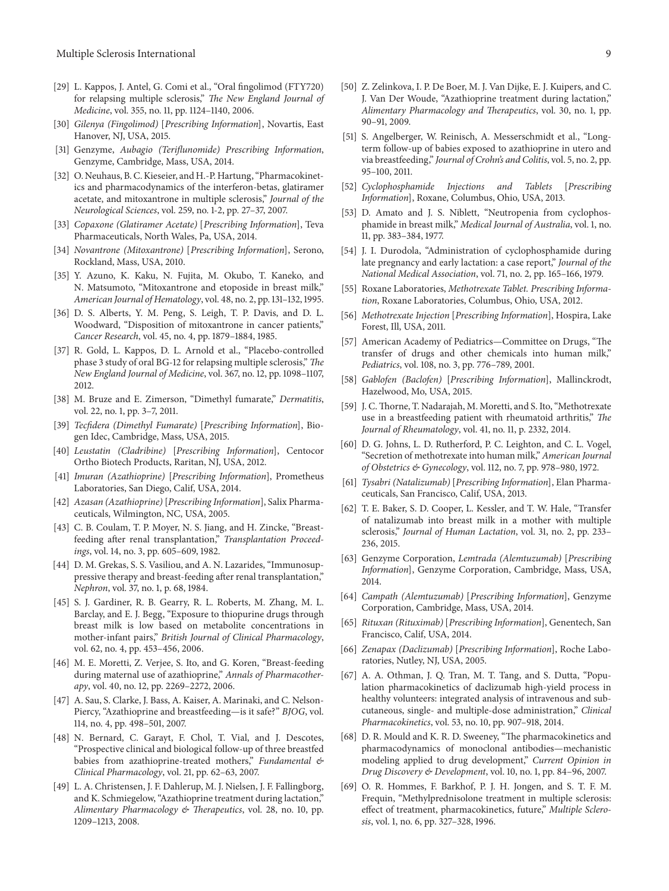[29] L. Kappos, J. Antel, G. Comi et al., “Oral fingolimod (FTY720) for relapsing multiple sclerosis,” *The New England Journal of Medicine*, vol. 355, no. 11, pp. 1124–1140, 2006.

[30] *Gilenya (Fingolimod)* [*Prescribing Information*], Novartis, East Hanover, NJ, USA, 2015.

[31] Genzyme, *Aubagio (Teriflunomide) Prescribing Information*, Genzyme, Cambridge, Mass, USA, 2014.

[32] O. Neuhaus, B. C. Kieseier, and H.-P. Hartung, “Pharmacokinetics and pharmacodynamics of the interferon-betas, glatiramer acetate, and mitoxantrone in multiple sclerosis,” *Journal of the Neurological Sciences*, vol. 259, no. 1-2, pp. 27–37, 2007.

[33] *Copaxone (Glatiramer Acetate)* [*Prescribing Information*], Teva Pharmaceuticals, North Wales, Pa, USA, 2014.

[34] *Novantrone (Mitoxantrone)* [*Prescribing Information*], Serono, Rockland, Mass, USA, 2010.

[35] Y. Azuno, K. Kaku, N. Fujita, M. Okubo, T. Kaneko, and N. Matsumoto, “Mitoxantrone and etoposide in breast milk,” *American Journal of Hematology*, vol. 48, no. 2, pp. 131–132, 1995.

[36] D. S. Alberts, Y. M. Peng, S. Leigh, T. P. Davis, and D. L. Woodward, “Disposition of mitoxantrone in cancer patients,” *Cancer Research*, vol. 45, no. 4, pp. 1879–1884, 1985.

[37] R. Gold, L. Kappos, D. L. Arnold et al., “Placebo-controlled phase 3 study of oral BG-12 for relapsing multiple sclerosis,” *The New England Journal of Medicine*, vol. 367, no. 12, pp. 1098–1107, 2012.

[38] M. Bruze and E. Zimerson, “Dimethyl fumarate,” *Dermatitis*, vol. 22, no. 1, pp. 3–7, 2011.

[39] *Tecfidera (Dimethyl Fumarate)* [*Prescribing Information*], Biogen Idec, Cambridge, Mass, USA, 2015.

[40] *Leustatin (Cladribine)* [*Prescribing Information*], Centocor Ortho Biotech Products, Raritan, NJ, USA, 2012.

[41] *Imuran (Azathioprine)* [*Prescribing Information*], Prometheus Laboratories, San Diego, Calif, USA, 2014.

[42] *Azasan (Azathioprine)* [*Prescribing Information*], Salix Pharmaceuticals, Wilmington, NC, USA, 2005.

[43] C. B. Coulam, T. P. Moyer, N. S. Jiang, and H. Zincke, “Breast-feeding after renal transplantation,” *Transplantation Proceedings*, vol. 14, no. 3, pp. 605–609, 1982.

[44] D. M. Grekas, S. S. Vasiliou, and A. N. Lazarides, “Immunosuppressive therapy and breast-feeding after renal transplantation,” *Nephron*, vol. 37, no. 1, p. 68, 1984.

[45] S. J. Gardiner, R. B. Gearry, R. L. Roberts, M. Zhang, M. L. Barclay, and E. J. Begg, “Exposure to thiopurine drugs through breast milk is low based on metabolite concentrations in mother-infant pairs,” *British Journal of Clinical Pharmacology*, vol. 62, no. 4, pp. 453–456, 2006.

[46] M. E. Moretti, Z. Verjee, S. Ito, and G. Koren, “Breast-feeding during maternal use of azathioprine,” *Annals of Pharmacotherapy*, vol. 40, no. 12, pp. 2269–2272, 2006.

[47] A. Sau, S. Clarke, J. Bass, A. Kaiser, A. Marinaki, and C. Nelson-Piercy, “Azathioprine and breastfeeding—is it safe?” *BJOG*, vol. 114, no. 4, pp. 498–501, 2007.

[48] N. Bernard, C. Garayt, F. Chol, T. Vial, and J. Descotes, “Prospective clinical and biological follow-up of three breastfed babies from azathioprine-treated mothers,” *Fundamental & Clinical Pharmacology*, vol. 21, pp. 62–63, 2007.

[49] L. A. Christensen, J. F. Dahlerup, M. J. Nielsen, J. F. Fallingborg, and K. Schmiegelow, “Azathioprine treatment during lactation,” *Alimentary Pharmacology & Therapeutics*, vol. 28, no. 10, pp. 1209–1213, 2008.

[50] Z. Zelinkova, I. P. De Boer, M. J. Van Dijke, E. J. Kuipers, and C. J. Van Der Woude, “Azathioprine treatment during lactation,” *Alimentary Pharmacology and Therapeutics*, vol. 30, no. 1, pp. 90–91, 2009.

[51] S. Angelberger, W. Reinisch, A. Messerschmidt et al., “Long-term follow-up of babies exposed to azathioprine in utero and via breastfeeding,” *Journal of Crohn's and Colitis*, vol. 5, no. 2, pp. 95–100, 2011.

[52] *Cyclophosphamide Injections and Tablets* [*Prescribing Information*], Roxane, Columbus, Ohio, USA, 2013.

[53] D. Amato and J. S. Niblett, “Neutropenia from cyclophosphamide in breast milk,” *Medical Journal of Australia*, vol. 1, no. 11, pp. 383–384, 1977.

[54] J. I. Durodola, “Administration of cyclophosphamide during late pregnancy and early lactation: a case report,” *Journal of the National Medical Association*, vol. 71, no. 2, pp. 165–166, 1979.

[55] Roxane Laboratories, *Methotrexate Tablet. Prescribing Information*, Roxane Laboratories, Columbus, Ohio, USA, 2012.

[56] *Methotrexate Injection* [*Prescribing Information*], Hospira, Lake Forest, Ill, USA, 2011.

[57] American Academy of Pediatrics—Committee on Drugs, “The transfer of drugs and other chemicals into human milk,” *Pediatrics*, vol. 108, no. 3, pp. 776–789, 2001.

[58] *Gablofen (Baclofen)* [*Prescribing Information*], Mallinckrodt, Hazelwood, Mo, USA, 2015.

[59] J. C. Thorne, T. Nadarajah, M. Moretti, and S. Ito, “Methotrexate use in a breastfeeding patient with rheumatoid arthritis,” *The Journal of Rheumatology*, vol. 41, no. 11, p. 2332, 2014.

[60] D. G. Johns, L. D. Rutherford, P. C. Leighton, and C. L. Vogel, “Secretion of methotrexate into human milk,” *American Journal of Obstetrics & Gynecology*, vol. 112, no. 7, pp. 978–980, 1972.

[61] *Tysabri (Natalizumab)* [*Prescribing Information*], Elan Pharmaceuticals, San Francisco, Calif, USA, 2013.

[62] T. E. Baker, S. D. Cooper, L. Kessler, and T. W. Hale, “Transfer of natalizumab into breast milk in a mother with multiple sclerosis,” *Journal of Human Lactation*, vol. 31, no. 2, pp. 233–236, 2015.

[63] Genzyme Corporation, *Lemtrada (Alemtuzumab)* [*Prescribing Information*], Genzyme Corporation, Cambridge, Mass, USA, 2014.

[64] *Campath (Alemtuzumab)* [*Prescribing Information*], Genzyme Corporation, Cambridge, Mass, USA, 2014.

[65] *Rituxan (Rituximab)* [*Prescribing Information*], Genentech, San Francisco, Calif, USA, 2014.

[66] *Zenapax (Daclizumab)* [*Prescribing Information*], Roche Laboratories, Nutley, NJ, USA, 2005.

[67] A. A. Othman, J. Q. Tran, M. T. Tang, and S. Dutta, “Population pharmacokinetics of daclizumab high-yield process in healthy volunteers: integrated analysis of intravenous and subcutaneous, single- and multiple-dose administration,” *Clinical Pharmacokinetics*, vol. 53, no. 10, pp. 907–918, 2014.

[68] D. R. Mould and K. R. D. Sweeney, “The pharmacokinetics and pharmacodynamics of monoclonal antibodies—mechanistic modeling applied to drug development,” *Current Opinion in Drug Discovery & Development*, vol. 10, no. 1, pp. 84–96, 2007.

[69] O. R. Hommes, F. Barkhof, P. J. H. Jongen, and S. T. F. M. Frequin, “Methylprednisolone treatment in multiple sclerosis: effect of treatment, pharmacokinetics, future,” *Multiple Sclerosis*, vol. 1, no. 6, pp. 327–328, 1996.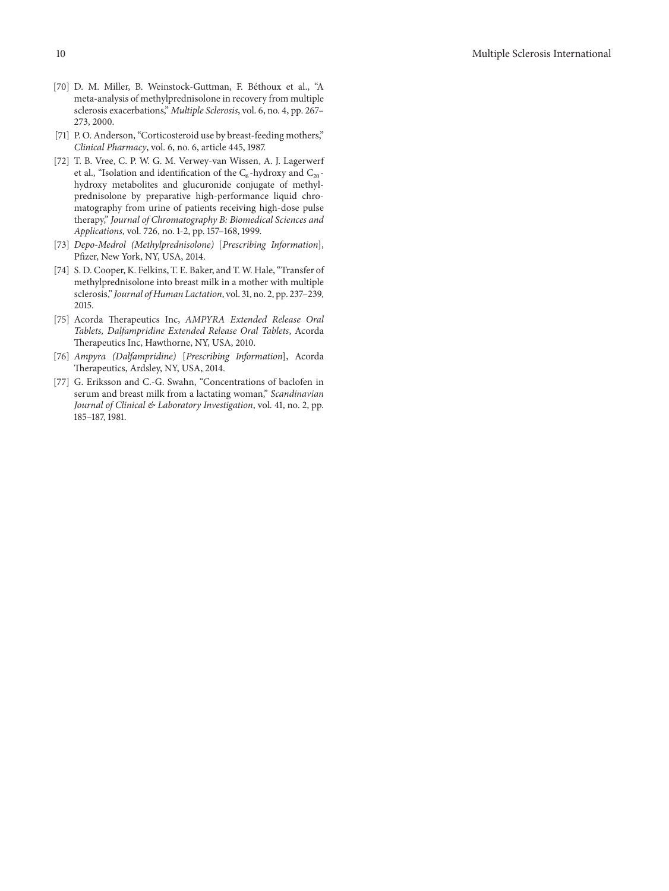[70] D. M. Miller, B. Weinstock-Guttman, F. Béthoux et al., "A meta-analysis of methylprednisolone in recovery from multiple sclerosis exacerbations," *Multiple Sclerosis*, vol. 6, no. 4, pp. 267–273, 2000.

[71] P. O. Anderson, "Corticosteroid use by breast-feeding mothers," *Clinical Pharmacy*, vol. 6, no. 6, article 445, 1987.

[72] T. B. Vree, C. P. W. G. M. Verwey-van Wissen, A. J. Lagerwerf et al., "Isolation and identification of the $C_6$-hydroxy and $C_{20}$-hydroxy metabolites and glucuronide conjugate of methylprednisolone by preparative high-performance liquid chromatography from urine of patients receiving high-dose pulse therapy," *Journal of Chromatography B: Biomedical Sciences and Applications*, vol. 726, no. 1-2, pp. 157–168, 1999.

[73] *Depo-Medrol (Methylprednisolone)* [*Prescribing Information*], Pfizer, New York, NY, USA, 2014.

[74] S. D. Cooper, K. Felkins, T. E. Baker, and T. W. Hale, "Transfer of methylprednisolone into breast milk in a mother with multiple sclerosis," *Journal of Human Lactation*, vol. 31, no. 2, pp. 237–239, 2015.

[75] Acorda Therapeutics Inc, *AMPYRA Extended Release Oral Tablets, Dalfampridine Extended Release Oral Tablets*, Acorda Therapeutics Inc, Hawthorne, NY, USA, 2010.

[76] *Ampyra (Dalfampridine)* [*Prescribing Information*], Acorda Therapeutics, Ardsley, NY, USA, 2014.

[77] G. Eriksson and C.-G. Swahn, "Concentrations of baclofen in serum and breast milk from a lactating woman," *Scandinavian Journal of Clinical & Laboratory Investigation*, vol. 41, no. 2, pp. 185–187, 1981.